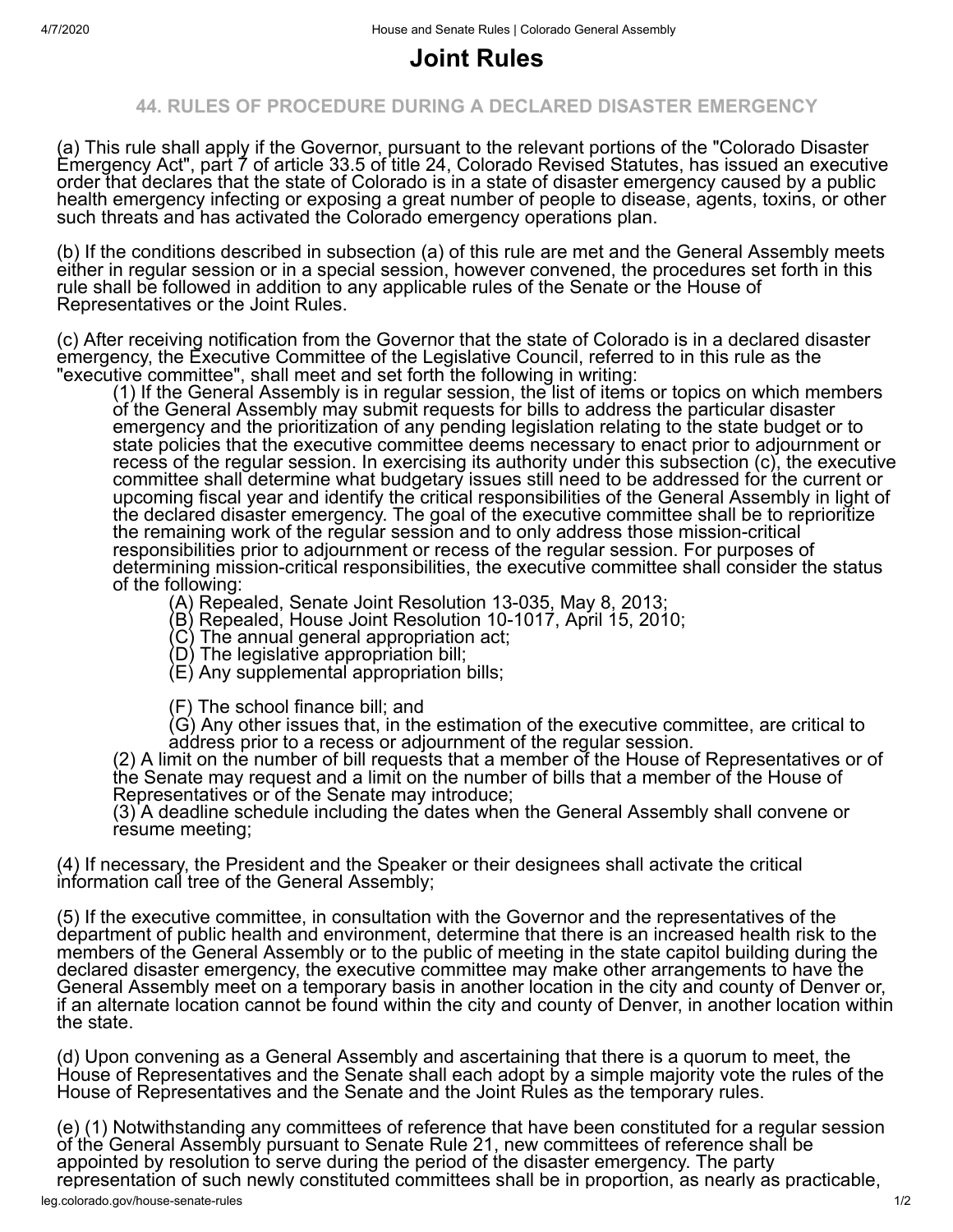# Joint Rules

## 44. RULES OF PROCEDURE DURING A DECLARED DISASTER EMERGENCY

(a) This rule shall apply if the Governor, pursuant to the relevant portions of the "Colorado Disaster Emergency Act", part 7 of article 33.5 of title 24, Colorado Revised Statutes, has issued an executive order that declares that the state of Colorado is in a state of disaster emergency caused by a public health emergency infecting or exposing a great number of people to disease, agents, toxins, or other such threats and has activated the Colorado emergency operations plan.

(b) If the conditions described in subsection (a) of this rule are met and the General Assembly meets either in regular session or in a special session, however convened, the procedures set forth in this rule shall be followed in addition to any applicable rules of the Senate or the House of Representatives or the Joint Rules.

(c) After receiving notification from the Governor that the state of Colorado is in a declared disaster emergency, the Executive Committee of the Legislative Council, referred to in this rule as the "executive committee", shall meet and set forth the following in writing:

(1) If the General Assembly is in regular session, the list of items or topics on which members of the General Assembly may submit requests for bills to address the particular disaster emergency and the prioritization of any pending legislation relating to the state budget or to state policies that the executive committee deems necessary to enact prior to adjournment or recess of the regular session. In exercising its authority under this subsection (c), the executive committee shall determine what budgetary issues still need to be addressed for the current or upcoming fiscal year and identify the critical responsibilities of the General Assembly in light of the declared disaster emergency. The goal of the executive committee shall be to reprioritize the remaining work of the regular session and to only address those mission-critical responsibilities prior to adjournment or recess of the regular session. For purposes of determining mission-critical responsibilities, the executive committee shall consider the status of the following:

(A) Repealed, Senate Joint Resolution 13-035, May 8, 2013;
(B) Repealed, House Joint Resolution 10-1017, April 15, 2010;
(C) The annual general appropriation act;
(D) The legislative appropriation bill;
(E) Any supplemental appropriation bills;

(F) The school finance bill; and
(G) Any other issues that, in the estimation of the executive committee, are critical to address prior to a recess or adjournment of the regular session.

(2) A limit on the number of bill requests that a member of the House of Representatives or of the Senate may request and a limit on the number of bills that a member of the House of Representatives or of the Senate may introduce;
(3) A deadline schedule including the dates when the General Assembly shall convene or resume meeting;

(4) If necessary, the President and the Speaker or their designees shall activate the critical information call tree of the General Assembly;

(5) If the executive committee, in consultation with the Governor and the representatives of the department of public health and environment, determine that there is an increased health risk to the members of the General Assembly or to the public of meeting in the state capitol building during the declared disaster emergency, the executive committee may make other arrangements to have the General Assembly meet on a temporary basis in another location in the city and county of Denver or, if an alternate location cannot be found within the city and county of Denver, in another location within the state.

(d) Upon convening as a General Assembly and ascertaining that there is a quorum to meet, the House of Representatives and the Senate shall each adopt by a simple majority vote the rules of the House of Representatives and the Senate and the Joint Rules as the temporary rules.

(e) (1) Notwithstanding any committees of reference that have been constituted for a regular session of the General Assembly pursuant to Senate Rule 21, new committees of reference shall be appointed by resolution to serve during the period of the disaster emergency. The party representation of such newly constituted committees shall be in proportion, as nearly as practicable,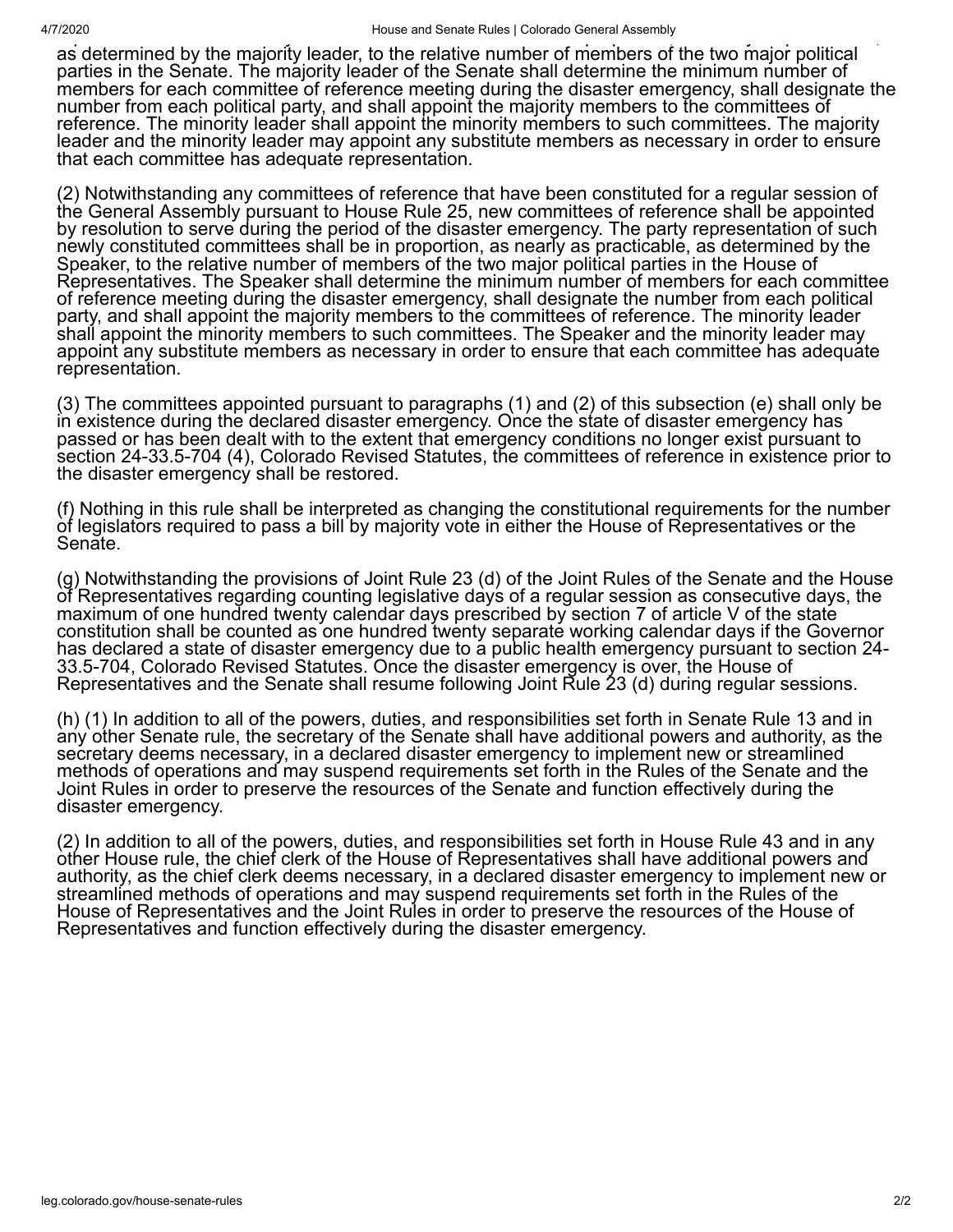as determined by the majority leader, to the relative number of members of the two major political parties in the Senate. The majority leader of the Senate shall determine the minimum number of members for each committee of reference meeting during the disaster emergency, shall designate the number from each political party, and shall appoint the majority members to the committees of reference. The minority leader shall appoint the minority members to such committees. The majority leader and the minority leader may appoint any substitute members as necessary in order to ensure that each committee has adequate representation.

(2) Notwithstanding any committees of reference that have been constituted for a regular session of the General Assembly pursuant to House Rule 25, new committees of reference shall be appointed by resolution to serve during the period of the disaster emergency. The party representation of such newly constituted committees shall be in proportion, as nearly as practicable, as determined by the Speaker, to the relative number of members of the two major political parties in the House of Representatives. The Speaker shall determine the minimum number of members for each committee of reference meeting during the disaster emergency, shall designate the number from each political party, and shall appoint the majority members to the committees of reference. The minority leader shall appoint the minority members to such committees. The Speaker and the minority leader may appoint any substitute members as necessary in order to ensure that each committee has adequate representation.

(3) The committees appointed pursuant to paragraphs (1) and (2) of this subsection (e) shall only be in existence during the declared disaster emergency. Once the state of disaster emergency has passed or has been dealt with to the extent that emergency conditions no longer exist pursuant to section 24-33.5-704 (4), Colorado Revised Statutes, the committees of reference in existence prior to the disaster emergency shall be restored.

(f) Nothing in this rule shall be interpreted as changing the constitutional requirements for the number of legislators required to pass a bill by majority vote in either the House of Representatives or the Senate.

(g) Notwithstanding the provisions of Joint Rule 23 (d) of the Joint Rules of the Senate and the House of Representatives regarding counting legislative days of a regular session as consecutive days, the maximum of one hundred twenty calendar days prescribed by section 7 of article V of the state constitution shall be counted as one hundred twenty separate working calendar days if the Governor has declared a state of disaster emergency due to a public health emergency pursuant to section 24-33.5-704, Colorado Revised Statutes. Once the disaster emergency is over, the House of Representatives and the Senate shall resume following Joint Rule 23 (d) during regular sessions.

(h) (1) In addition to all of the powers, duties, and responsibilities set forth in Senate Rule 13 and in any other Senate rule, the secretary of the Senate shall have additional powers and authority, as the secretary deems necessary, in a declared disaster emergency to implement new or streamlined methods of operations and may suspend requirements set forth in the Rules of the Senate and the Joint Rules in order to preserve the resources of the Senate and function effectively during the disaster emergency.

(2) In addition to all of the powers, duties, and responsibilities set forth in House Rule 43 and in any other House rule, the chief clerk of the House of Representatives shall have additional powers and authority, as the chief clerk deems necessary, in a declared disaster emergency to implement new or streamlined methods of operations and may suspend requirements set forth in the Rules of the House of Representatives and the Joint Rules in order to preserve the resources of the House of Representatives and function effectively during the disaster emergency.